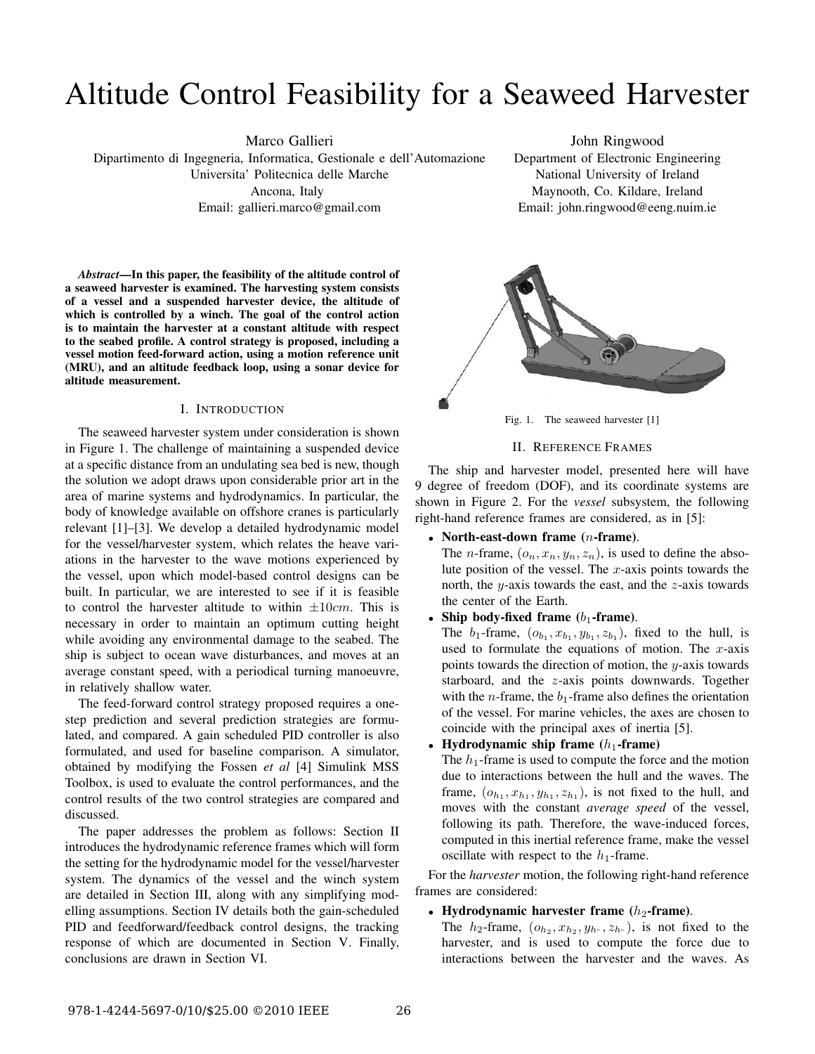# Altitude Control Feasibility for a Seaweed Harvester

Marco Gallieri
Dipartimento di Ingegneria, Informatica, Gestionale e dell'Automazione
Universita' Politecnica delle Marche
Ancona, Italy
Email: gallieri.marco@gmail.com

John Ringwood
Department of Electronic Engineering
National University of Ireland
Maynooth, Co. Kildare, Ireland
Email: john.ringwood@eeng.nuim.ie

***Abstract*—In this paper, the feasibility of the altitude control of a seaweed harvester is examined. The harvesting system consists of a vessel and a suspended harvester device, the altitude of which is controlled by a winch. The goal of the control action is to maintain the harvester at a constant altitude with respect to the seabed profile. A control strategy is proposed, including a vessel motion feed-forward action, using a motion reference unit (MRU), and an altitude feedback loop, using a sonar device for altitude measurement.**

## I. Introduction

The seaweed harvester system under consideration is shown in Figure 1. The challenge of maintaining a suspended device at a specific distance from an undulating sea bed is new, though the solution we adopt draws upon considerable prior art in the area of marine systems and hydrodynamics. In particular, the body of knowledge available on offshore cranes is particularly relevant [1]–[3]. We develop a detailed hydrodynamic model for the vessel/harvester system, which relates the heave variations in the harvester to the wave motions experienced by the vessel, upon which model-based control designs can be built. In particular, we are interested to see if it is feasible to control the harvester altitude to within $\pm 10cm$. This is necessary in order to maintain an optimum cutting height while avoiding any environmental damage to the seabed. The ship is subject to ocean wave disturbances, and moves at an average constant speed, with a periodical turning manoeuvre, in relatively shallow water.

The feed-forward control strategy proposed requires a one-step prediction and several prediction strategies are formulated, and compared. A gain scheduled PID controller is also formulated, and used for baseline comparison. A simulator, obtained by modifying the Fossen *et al* [4] Simulink MSS Toolbox, is used to evaluate the control performances, and the control results of the two control strategies are compared and discussed.

The paper addresses the problem as follows: Section II introduces the hydrodynamic reference frames which will form the setting for the hydrodynamic model for the vessel/harvester system. The dynamics of the vessel and the winch system are detailed in Section III, along with any simplifying modelling assumptions. Section IV details both the gain-scheduled PID and feedforward/feedback control designs, the tracking response of which are documented in Section V. Finally, conclusions are drawn in Section VI.

Fig. 1. The seaweed harvester [1]

## II. Reference Frames

The ship and harvester model, presented here will have 9 degree of freedom (DOF), and its coordinate systems are shown in Figure 2. For the *vessel* subsystem, the following right-hand reference frames are considered, as in [5]:

- **North-east-down frame ($n$-frame).**
  The $n$-frame, $(o_n, x_n, y_n, z_n)$, is used to define the absolute position of the vessel. The $x$-axis points towards the north, the $y$-axis towards the east, and the $z$-axis towards the center of the Earth.
- **Ship body-fixed frame ($b_1$-frame).**
  The $b_1$-frame, $(o_{b_1}, x_{b_1}, y_{b_1}, z_{b_1})$, fixed to the hull, is used to formulate the equations of motion. The $x$-axis points towards the direction of motion, the $y$-axis towards starboard, and the $z$-axis points downwards. Together with the $n$-frame, the $b_1$-frame also defines the orientation of the vessel. For marine vehicles, the axes are chosen to coincide with the principal axes of inertia [5].
- **Hydrodynamic ship frame ($h_1$-frame)**
  The $h_1$-frame is used to compute the force and the motion due to interactions between the hull and the waves. The frame, $(o_{h_1}, x_{h_1}, y_{h_1}, z_{h_1})$, is not fixed to the hull, and moves with the constant *average speed* of the vessel, following its path. Therefore, the wave-induced forces, computed in this inertial reference frame, make the vessel oscillate with respect to the $h_1$-frame.

For the *harvester* motion, the following right-hand reference frames are considered:

- **Hydrodynamic harvester frame ($h_2$-frame).**
  The $h_2$-frame, $(o_{h_2}, x_{h_2}, y_{h''}, z_{h''})$, is not fixed to the harvester, and is used to compute the force due to interactions between the harvester and the waves. As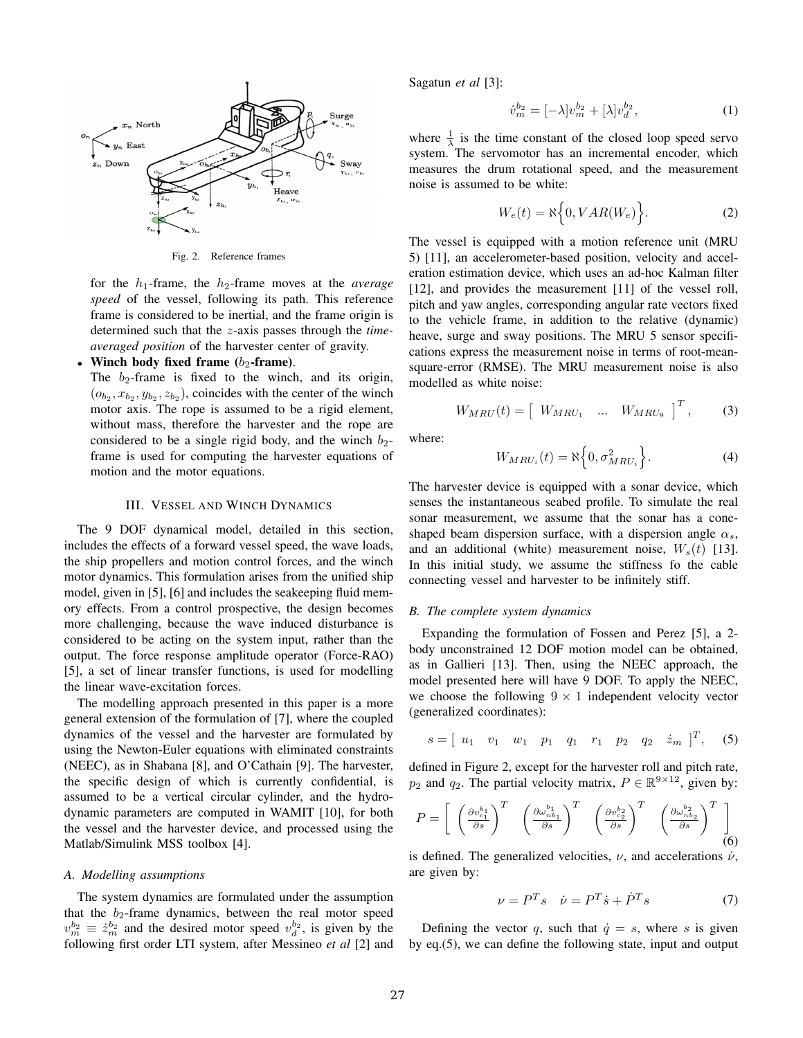Fig. 2. Reference frames

for the $h_1$-frame, the $h_2$-frame moves at the *average speed* of the vessel, following its path. This reference frame is considered to be inertial, and the frame origin is determined such that the $z$-axis passes through the *time-averaged position* of the harvester center of gravity.

- **Winch body fixed frame ($b_2$-frame)**.
  The $b_2$-frame is fixed to the winch, and its origin, $(o_{b_2}, x_{b_2}, y_{b_2}, z_{b_2})$, coincides with the center of the winch motor axis. The rope is assumed to be a rigid element, without mass, therefore the harvester and the rope are considered to be a single rigid body, and the winch $b_2$-frame is used for computing the harvester equations of motion and the motor equations.

## III. Vessel and Winch Dynamics

The 9 DOF dynamical model, detailed in this section, includes the effects of a forward vessel speed, the wave loads, the ship propellers and motion control forces, and the winch motor dynamics. This formulation arises from the unified ship model, given in [5], [6] and includes the seakeeping fluid memory effects. From a control prospective, the design becomes more challenging, because the wave induced disturbance is considered to be acting on the system input, rather than the output. The force response amplitude operator (Force-RAO) [5], a set of linear transfer functions, is used for modelling the linear wave-excitation forces.

The modelling approach presented in this paper is a more general extension of the formulation of [7], where the coupled dynamics of the vessel and the harvester are formulated by using the Newton-Euler equations with eliminated constraints (NEEC), as in Shabana [8], and O'Cathain [9]. The harvester, the specific design of which is currently confidential, is assumed to be a vertical circular cylinder, and the hydrodynamic parameters are computed in WAMIT [10], for both the vessel and the harvester device, and processed using the Matlab/Simulink MSS toolbox [4].

### A. Modelling assumptions

The system dynamics are formulated under the assumption that the $b_2$-frame dynamics, between the real motor speed $v_m^{b_2} \equiv \dot{z}_m^{b_2}$ and the desired motor speed $v_d^{b_2}$, is given by the following first order LTI system, after Messineo *et al* [2] and Sagatun *et al* [3]:

$$\dot{v}_m^{b_2} = [-\lambda] v_m^{b_2} + [\lambda] v_d^{b_2}, \tag{1}$$

where $\frac{1}{\lambda}$ is the time constant of the closed loop speed servo system. The servomotor has an incremental encoder, which measures the drum rotational speed, and the measurement noise is assumed to be white:

$$W_e(t) = \aleph\Big\{0, VAR(W_e)\Big\}. \tag{2}$$

The vessel is equipped with a motion reference unit (MRU 5) [11], an accelerometer-based position, velocity and acceleration estimation device, which uses an ad-hoc Kalman filter [12], and provides the measurement [11] of the vessel roll, pitch and yaw angles, corresponding angular rate vectors fixed to the vehicle frame, in addition to the relative (dynamic) heave, surge and sway positions. The MRU 5 sensor specifications express the measurement noise in terms of root-mean-square-error (RMSE). The MRU measurement noise is also modelled as white noise:

$$W_{MRU}(t) = \begin{bmatrix} W_{MRU_1} & \dots & W_{MRU_9} \end{bmatrix}^T, \tag{3}$$

where:

$$W_{MRU_i}(t) = \aleph\Big\{0, \sigma^2_{MRU_i}\Big\}. \tag{4}$$

The harvester device is equipped with a sonar device, which senses the instantaneous seabed profile. To simulate the real sonar measurement, we assume that the sonar has a cone-shaped beam dispersion surface, with a dispersion angle $\alpha_s$, and an additional (white) measurement noise, $W_s(t)$ [13]. In this initial study, we assume the stiffness fo the cable connecting vessel and harvester to be infinitely stiff.

### B. The complete system dynamics

Expanding the formulation of Fossen and Perez [5], a 2-body unconstrained 12 DOF motion model can be obtained, as in Gallieri [13]. Then, using the NEEC approach, the model presented here will have 9 DOF. To apply the NEEC, we choose the following $9 \times 1$ independent velocity vector (generalized coordinates):

$$s = \begin{bmatrix} u_1 & v_1 & w_1 & p_1 & q_1 & r_1 & p_2 & q_2 & \dot{z}_m \end{bmatrix}^T, \tag{5}$$

defined in Figure 2, except for the harvester roll and pitch rate, $p_2$ and $q_2$. The partial velocity matrix, $P \in \mathbb{R}^{9 \times 12}$, given by:

$$P = \begin{bmatrix} \left(\frac{\partial v_{c_1}^{b_1}}{\partial s}\right)^T & \left(\frac{\partial \omega_{nb_1}^{b_1}}{\partial s}\right)^T & \left(\frac{\partial v_{c_2}^{b_2}}{\partial s}\right)^T & \left(\frac{\partial \omega_{nb_2}^{b_2}}{\partial s}\right)^T \end{bmatrix} \tag{6}$$

is defined. The generalized velocities, $\nu$, and accelerations $\dot{\nu}$, are given by:

$$\nu = P^T s \quad \dot{\nu} = P^T \dot{s} + \dot{P}^T s \tag{7}$$

Defining the vector $q$, such that $\dot{q} = s$, where $s$ is given by eq.(5), we can define the following state, input and output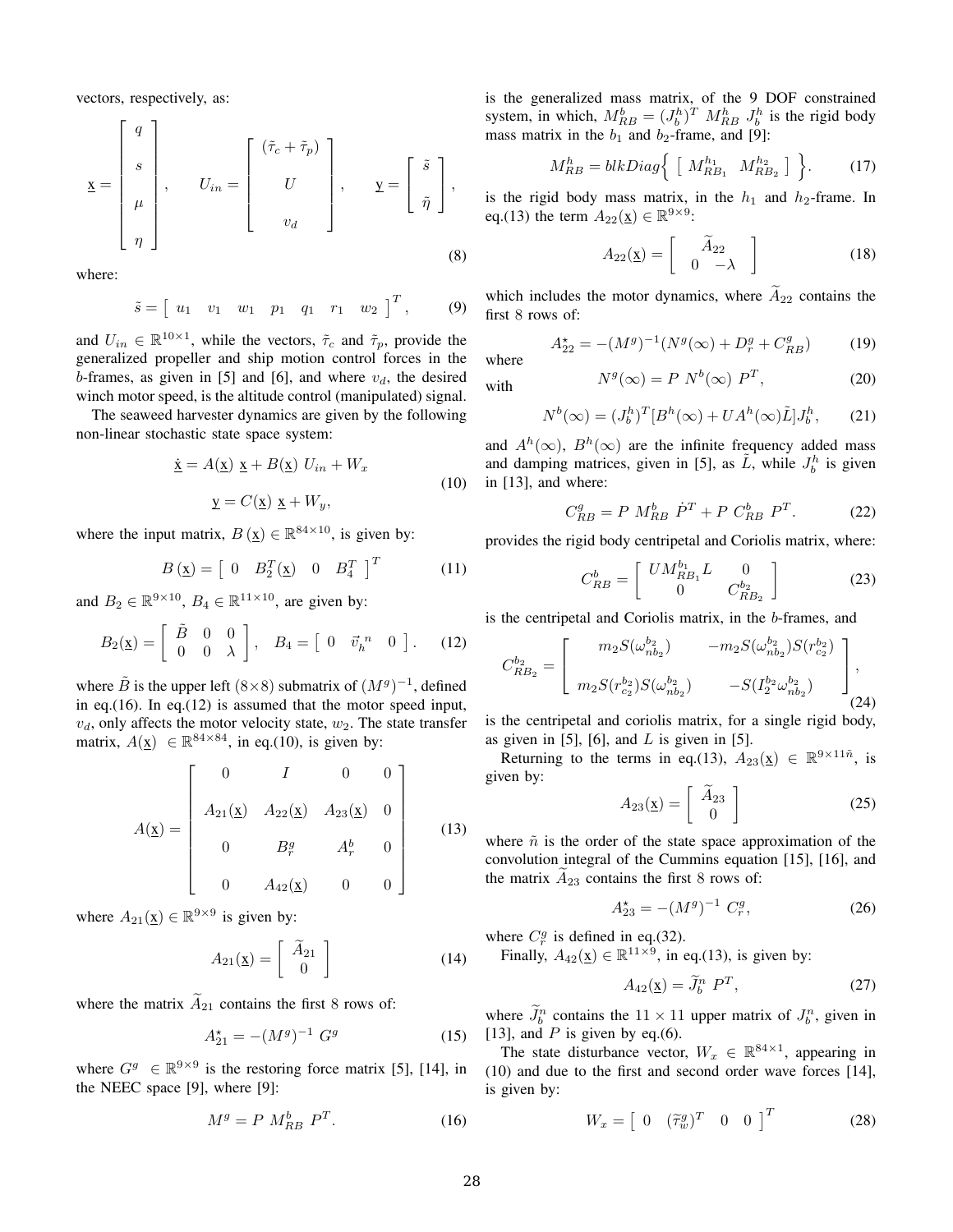vectors, respectively, as:

$$
\underline{\mathrm{x}} = \begin{bmatrix} q \\ s \\ \mu \\ \eta \end{bmatrix}, \qquad U_{in} = \begin{bmatrix} (\tilde{\tau}_c + \tilde{\tau}_p) \\ U \\ v_d \end{bmatrix}, \qquad \underline{\mathrm{y}} = \begin{bmatrix} \tilde{s} \\ \tilde{\eta} \end{bmatrix}, \tag{8}
$$

where:

$$
\tilde{s} = \begin{bmatrix} u_1 & v_1 & w_1 & p_1 & q_1 & r_1 & w_2 \end{bmatrix}^T, \tag{9}
$$

and $U_{in} \in \mathbb{R}^{10\times1}$, while the vectors, $\tilde{\tau}_c$ and $\tilde{\tau}_p$, provide the generalized propeller and ship motion control forces in the $b$-frames, as given in [5] and [6], and where $v_d$, the desired winch motor speed, is the altitude control (manipulated) signal.

The seaweed harvester dynamics are given by the following non-linear stochastic state space system:

$$
\begin{aligned}
\underline{\dot{\mathrm{x}}} &= A(\underline{\mathrm{x}})\ \underline{\mathrm{x}} + B(\underline{\mathrm{x}})\ U_{in} + W_x \\
\underline{\mathrm{y}} &= C(\underline{\mathrm{x}})\ \underline{\mathrm{x}} + W_y,
\end{aligned} \tag{10}
$$

where the input matrix, $B(\underline{\mathrm{x}}) \in \mathbb{R}^{84\times10}$, is given by:

$$
B(\underline{\mathrm{x}}) = \begin{bmatrix} 0 & B_2^T(\underline{\mathrm{x}}) & 0 & B_4^T \end{bmatrix}^T \tag{11}
$$

and $B_2 \in \mathbb{R}^{9\times10}$, $B_4 \in \mathbb{R}^{11\times10}$, are given by:

$$
B_2(\underline{\mathrm{x}}) = \begin{bmatrix} \tilde{B} & 0 & 0 \\ 0 & 0 & \lambda \end{bmatrix}, \quad B_4 = \begin{bmatrix} 0 & \vec{v}_h^{\ n} & 0 \end{bmatrix}. \tag{12}
$$

where $\tilde{B}$ is the upper left $(8\times8)$ submatrix of $(M^g)^{-1}$, defined in eq.(16). In eq.(12) is assumed that the motor speed input, $v_d$, only affects the motor velocity state, $w_2$. The state transfer matrix, $A(\underline{\mathrm{x}}) \in \mathbb{R}^{84\times84}$, in eq.(10), is given by:

$$
A(\underline{\mathrm{x}}) = \begin{bmatrix} 0 & I & 0 & 0 \\ A_{21}(\underline{\mathrm{x}}) & A_{22}(\underline{\mathrm{x}}) & A_{23}(\underline{\mathrm{x}}) & 0 \\ 0 & B_r^g & A_r^b & 0 \\ 0 & A_{42}(\underline{\mathrm{x}}) & 0 & 0 \end{bmatrix} \tag{13}
$$

where $A_{21}(\underline{\mathrm{x}}) \in \mathbb{R}^{9\times9}$ is given by:

$$
A_{21}(\underline{\mathrm{x}}) = \begin{bmatrix} \widetilde{A}_{21} \\ 0 \end{bmatrix} \tag{14}
$$

where the matrix $\widetilde{A}_{21}$ contains the first 8 rows of:

$$
A_{21}^{\star} = -(M^g)^{-1}\ G^g \tag{15}
$$

where $G^g \in \mathbb{R}^{9\times9}$ is the restoring force matrix [5], [14], in the NEEC space [9], where [9]:

$$
M^g = P\ M_{RB}^b\ P^T. \tag{16}
$$

is the generalized mass matrix, of the 9 DOF constrained system, in which, $M_{RB}^b = (J_b^h)^T\ M_{RB}^h\ J_b^h$ is the rigid body mass matrix in the $b_1$ and $b_2$-frame, and [9]:

$$
M_{RB}^h = blkDiag\Big\{ \begin{bmatrix} M_{RB_1}^{h_1} & M_{RB_2}^{h_2} \end{bmatrix} \Big\}. \tag{17}
$$

is the rigid body mass matrix, in the $h_1$ and $h_2$-frame. In eq.(13) the term $A_{22}(\underline{\mathrm{x}}) \in \mathbb{R}^{9\times9}$:

$$
A_{22}(\underline{\mathrm{x}}) = \begin{bmatrix} \widetilde{A}_{22} \\ 0 \quad -\lambda \end{bmatrix} \tag{18}
$$

which includes the motor dynamics, where $\widetilde{A}_{22}$ contains the first 8 rows of:

$$
A_{22}^{\star} = -(M^g)^{-1}(N^g(\infty) + D_r^g + C_{RB}^g) \tag{19}
$$

where

with

$$
N^g(\infty) = P\ N^b(\infty)\ P^T, \tag{20}
$$

$$
N^b(\infty) = (J_b^h)^T[B^h(\infty) + UA^h(\infty)\tilde{L}]J_b^h, \tag{21}
$$

and $A^h(\infty)$, $B^h(\infty)$ are the infinite frequency added mass and damping matrices, given in [5], as $\tilde{L}$, while $J_b^h$ is given in [13], and where:

$$
C_{RB}^g = P\ M_{RB}^b\ \dot{P}^T + P\ C_{RB}^b\ P^T. \tag{22}
$$

provides the rigid body centripetal and Coriolis matrix, where:

$$
C_{RB}^b = \begin{bmatrix} UM_{RB_1}^{b_1}L & 0 \\ 0 & C_{RB_2}^{b_2} \end{bmatrix} \tag{23}
$$

is the centripetal and Coriolis matrix, in the $b$-frames, and

$$
C_{RB_2}^{b_2} = \begin{bmatrix} m_2 S(\omega_{nb_2}^{b_2}) & -m_2 S(\omega_{nb_2}^{b_2}) S(r_{c_2}^{b_2}) \\ m_2 S(r_{c_2}^{b_2}) S(\omega_{nb_2}^{b_2}) & -S(I_2^{b_2}\omega_{nb_2}^{b_2}) \end{bmatrix}, \tag{24}
$$

is the centripetal and coriolis matrix, for a single rigid body, as given in [5], [6], and $L$ is given in [5].

Returning to the terms in eq.(13), $A_{23}(\underline{\mathrm{x}}) \in \mathbb{R}^{9\times11\tilde{n}}$, is given by:

$$
A_{23}(\underline{\mathrm{x}}) = \begin{bmatrix} \widetilde{A}_{23} \\ 0 \end{bmatrix} \tag{25}
$$

where $\tilde{n}$ is the order of the state space approximation of the convolution integral of the Cummins equation [15], [16], and the matrix $\widetilde{A}_{23}$ contains the first 8 rows of:

$$
A_{23}^{\star} = -(M^g)^{-1}\ C_r^g, \tag{26}
$$

where $C_r^g$ is defined in eq.(32).

Finally, $A_{42}(\underline{\mathrm{x}}) \in \mathbb{R}^{11\times9}$, in eq.(13), is given by:

$$
A_{42}(\underline{\mathrm{x}}) = \widetilde{J}_b^n\ P^T, \tag{27}
$$

where $\widetilde{J}_b^n$ contains the $11\times11$ upper matrix of $J_b^n$, given in [13], and $P$ is given by eq.(6).

The state disturbance vector, $W_x \in \mathbb{R}^{84\times1}$, appearing in (10) and due to the first and second order wave forces [14], is given by:

$$
W_x = \begin{bmatrix} 0 & (\widetilde{\tau}_w^g)^T & 0 & 0 \end{bmatrix}^T \tag{28}
$$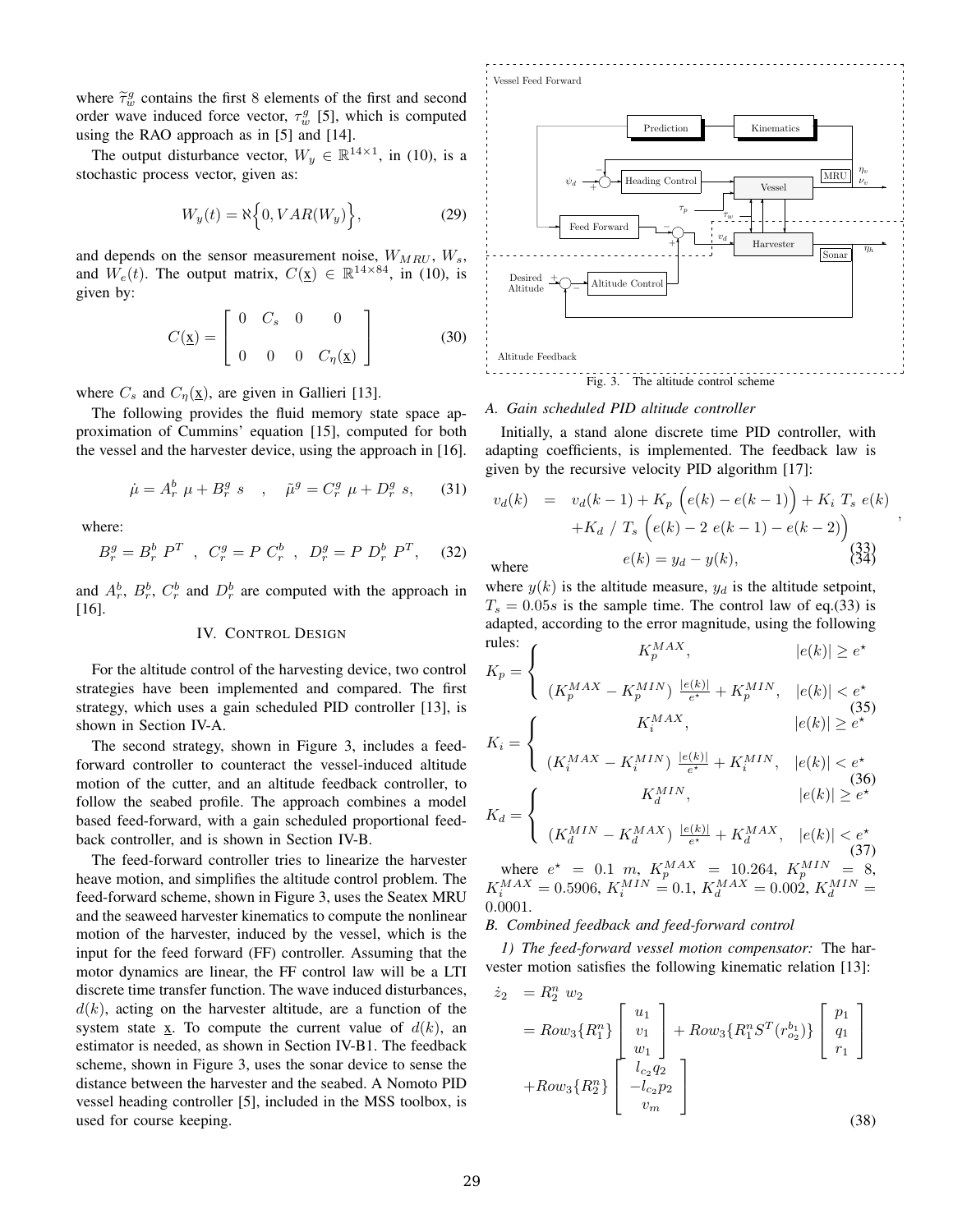where $\tilde{\tau}_w^g$ contains the first 8 elements of the first and second order wave induced force vector, $\tau_w^g$ [5], which is computed using the RAO approach as in [5] and [14].

The output disturbance vector, $W_y \in \mathbb{R}^{14\times 1}$, in (10), is a stochastic process vector, given as:

$$W_y(t) = \aleph\Big\{0, VAR(W_y)\Big\}, \tag{29}$$

and depends on the sensor measurement noise, $W_{MRU}$, $W_s$, and $W_e(t)$. The output matrix, $C(\underline{x}) \in \mathbb{R}^{14\times 84}$, in (10), is given by:

$$C(\underline{x}) = \begin{bmatrix} 0 & C_s & 0 & 0 \\ & & & \\ 0 & 0 & 0 & C_\eta(\underline{x}) \end{bmatrix} \tag{30}$$

where $C_s$ and $C_\eta(\underline{x})$, are given in Gallieri [13].

The following provides the fluid memory state space approximation of Cummins' equation [15], computed for both the vessel and the harvester device, using the approach in [16].

$$\dot{\mu} = A_r^b\ \mu + B_r^g\ s \quad , \quad \tilde{\mu}^g = C_r^g\ \mu + D_r^g\ s, \tag{31}$$

where:

$$B_r^g = B_r^b\ P^T \ \ , \ \ C_r^g = P\ C_r^b \ \ , \ \ D_r^g = P\ D_r^b\ P^T, \tag{32}$$

and $A_r^b$, $B_r^b$, $C_r^b$ and $D_r^b$ are computed with the approach in [16].

## IV. Control Design

For the altitude control of the harvesting device, two control strategies have been implemented and compared. The first strategy, which uses a gain scheduled PID controller [13], is shown in Section IV-A.

The second strategy, shown in Figure 3, includes a feed-forward controller to counteract the vessel-induced altitude motion of the cutter, and an altitude feedback controller, to follow the seabed profile. The approach combines a model based feed-forward, with a gain scheduled proportional feed-back controller, and is shown in Section IV-B.

The feed-forward controller tries to linearize the harvester heave motion, and simplifies the altitude control problem. The feed-forward scheme, shown in Figure 3, uses the Seatex MRU and the seaweed harvester kinematics to compute the nonlinear motion of the harvester, induced by the vessel, which is the input for the feed forward (FF) controller. Assuming that the motor dynamics are linear, the FF control law will be a LTI discrete time transfer function. The wave induced disturbances, $d(k)$, acting on the harvester altitude, are a function of the system state $\underline{x}$. To compute the current value of $d(k)$, an estimator is needed, as shown in Section IV-B1. The feedback scheme, shown in Figure 3, uses the sonar device to sense the distance between the harvester and the seabed. A Nomoto PID vessel heading controller [5], included in the MSS toolbox, is used for course keeping.

Fig. 3. The altitude control scheme

### A. Gain scheduled PID altitude controller

Initially, a stand alone discrete time PID controller, with adapting coefficients, is implemented. The feedback law is given by the recursive velocity PID algorithm [17]:

$$\begin{aligned} v_d(k) \ &= \ v_d(k-1) + K_p\ \Big(e(k) - e(k-1)\Big) + K_i\ T_s\ e(k) \\ &\quad + K_d\ /\ T_s\ \Big(e(k) - 2\ e(k-1) - e(k-2)\Big) \end{aligned}, \tag{33}$$

where

$$e(k) = y_d - y(k), \tag{34}$$

where $y(k)$ is the altitude measure, $y_d$ is the altitude setpoint, $T_s = 0.05s$ is the sample time. The control law of eq.(33) is adapted, according to the error magnitude, using the following rules:

$$K_p = \begin{cases} K_p^{MAX}, & |e(k)| \geq e^\star \\ & \\ (K_p^{MAX} - K_p^{MIN})\ \frac{|e(k)|}{e^\star} + K_p^{MIN}, & |e(k)| < e^\star \end{cases} \tag{35}$$

$$K_i = \begin{cases} K_i^{MAX}, & |e(k)| \geq e^\star \\ & \\ (K_i^{MAX} - K_i^{MIN})\ \frac{|e(k)|}{e^\star} + K_i^{MIN}, & |e(k)| < e^\star \end{cases} \tag{36}$$

$$K_d = \begin{cases} K_d^{MIN}, & |e(k)| \geq e^\star \\ & \\ (K_d^{MIN} - K_d^{MAX})\ \frac{|e(k)|}{e^\star} + K_d^{MAX}, & |e(k)| < e^\star \end{cases} \tag{37}$$

where $e^\star = 0.1\ m$, $K_p^{MAX} = 10.264$, $K_p^{MIN} = 8$, $K_i^{MAX} = 0.5906$, $K_i^{MIN} = 0.1$, $K_d^{MAX} = 0.002$, $K_d^{MIN} = 0.0001$.

### B. Combined feedback and feed-forward control

*1) The feed-forward vessel motion compensator:* The harvester motion satisfies the following kinematic relation [13]:

$$\begin{aligned} \dot{z}_2 \ &= R_2^n\ w_2 \\ &= Row_3\{R_1^n\} \begin{bmatrix} u_1 \\ v_1 \\ w_1 \end{bmatrix} + Row_3\{R_1^n S^T(r_{o2}^{b_1})\} \begin{bmatrix} p_1 \\ q_1 \\ r_1 \end{bmatrix} \\ &\quad + Row_3\{R_2^n\} \begin{bmatrix} l_{c_2} q_2 \\ -l_{c_2} p_2 \\ v_m \end{bmatrix} \end{aligned} \tag{38}$$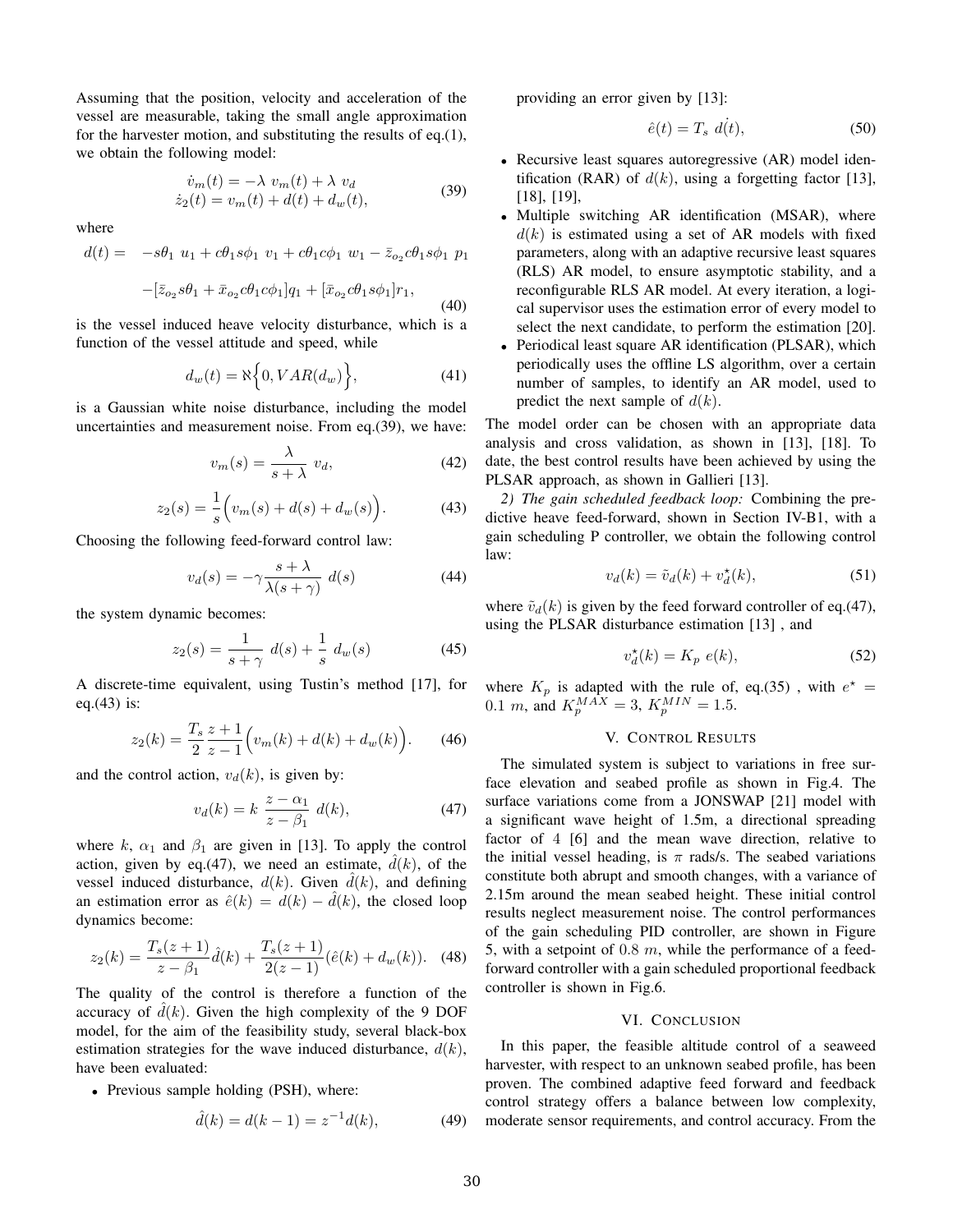Assuming that the position, velocity and acceleration of the vessel are measurable, taking the small angle approximation for the harvester motion, and substituting the results of eq.(1), we obtain the following model:

$$\begin{aligned}\dot{v}_m(t) &= -\lambda\ v_m(t) + \lambda\ v_d \\ \dot{z}_2(t) &= v_m(t) + d(t) + d_w(t),\end{aligned} \tag{39}$$

where

$$\begin{aligned}d(t) = \quad & -s\theta_1\ u_1 + c\theta_1 s\phi_1\ v_1 + c\theta_1 c\phi_1\ w_1 - \bar{z}_{o_2} c\theta_1 s\phi_1\ p_1 \\ & -[\bar{z}_{o_2} s\theta_1 + \bar{x}_{o_2} c\theta_1 c\phi_1]q_1 + [\bar{x}_{o_2} c\theta_1 s\phi_1]r_1,\end{aligned} \tag{40}$$

is the vessel induced heave velocity disturbance, which is a function of the vessel attitude and speed, while

$$d_w(t) = \aleph\Big\{0, VAR(d_w)\Big\}, \tag{41}$$

is a Gaussian white noise disturbance, including the model uncertainties and measurement noise. From eq.(39), we have:

$$v_m(s) = \frac{\lambda}{s+\lambda}\ v_d, \tag{42}$$

$$z_2(s) = \frac{1}{s}\Big(v_m(s) + d(s) + d_w(s)\Big). \tag{43}$$

Choosing the following feed-forward control law:

$$v_d(s) = -\gamma \frac{s+\lambda}{\lambda(s+\gamma)}\ d(s) \tag{44}$$

the system dynamic becomes:

$$z_2(s) = \frac{1}{s+\gamma}\ d(s) + \frac{1}{s}\ d_w(s) \tag{45}$$

A discrete-time equivalent, using Tustin's method [17], for eq.(43) is:

$$z_2(k) = \frac{T_s}{2}\frac{z+1}{z-1}\Big(v_m(k) + d(k) + d_w(k)\Big). \tag{46}$$

and the control action, $v_d(k)$, is given by:

$$v_d(k) = k\ \frac{z-\alpha_1}{z-\beta_1}\ d(k), \tag{47}$$

where $k$, $\alpha_1$ and $\beta_1$ are given in [13]. To apply the control action, given by eq.(47), we need an estimate, $\hat{d}(k)$, of the vessel induced disturbance, $d(k)$. Given $\hat{d}(k)$, and defining an estimation error as $\hat{e}(k) = d(k) - \hat{d}(k)$, the closed loop dynamics become:

$$z_2(k) = \frac{T_s(z+1)}{z-\beta_1}\hat{d}(k) + \frac{T_s(z+1)}{2(z-1)}(\hat{e}(k) + d_w(k)). \tag{48}$$

The quality of the control is therefore a function of the accuracy of $\hat{d}(k)$. Given the high complexity of the 9 DOF model, for the aim of the feasibility study, several black-box estimation strategies for the wave induced disturbance, $d(k)$, have been evaluated:

- Previous sample holding (PSH), where:

$$\hat{d}(k) = d(k-1) = z^{-1}d(k), \tag{49}$$

providing an error given by [13]:

$$\hat{e}(t) = T_s\ \dot{d(t)}, \tag{50}$$

- Recursive least squares autoregressive (AR) model identification (RAR) of $d(k)$, using a forgetting factor [13], [18], [19],
- Multiple switching AR identification (MSAR), where $d(k)$ is estimated using a set of AR models with fixed parameters, along with an adaptive recursive least squares (RLS) AR model, to ensure asymptotic stability, and a reconfigurable RLS AR model. At every iteration, a logical supervisor uses the estimation error of every model to select the next candidate, to perform the estimation [20].
- Periodical least square AR identification (PLSAR), which periodically uses the offline LS algorithm, over a certain number of samples, to identify an AR model, used to predict the next sample of $d(k)$.

The model order can be chosen with an appropriate data analysis and cross validation, as shown in [13], [18]. To date, the best control results have been achieved by using the PLSAR approach, as shown in Gallieri [13].

*2) The gain scheduled feedback loop:* Combining the predictive heave feed-forward, shown in Section IV-B1, with a gain scheduling P controller, we obtain the following control law:

$$v_d(k) = \tilde{v}_d(k) + v_d^{\star}(k), \tag{51}$$

where $\tilde{v}_d(k)$ is given by the feed forward controller of eq.(47), using the PLSAR disturbance estimation [13] , and

$$v_d^{\star}(k) = K_p\ e(k), \tag{52}$$

where $K_p$ is adapted with the rule of, eq.(35) , with $e^{\star} = 0.1\ m$, and $K_p^{MAX} = 3$, $K_p^{MIN} = 1.5$.

## V. Control Results

The simulated system is subject to variations in free surface elevation and seabed profile as shown in Fig.4. The surface variations come from a JONSWAP [21] model with a significant wave height of 1.5m, a directional spreading factor of 4 [6] and the mean wave direction, relative to the initial vessel heading, is $\pi$ rads/s. The seabed variations constitute both abrupt and smooth changes, with a variance of 2.15m around the mean seabed height. These initial control results neglect measurement noise. The control performances of the gain scheduling PID controller, are shown in Figure 5, with a setpoint of $0.8\ m$, while the performance of a feed-forward controller with a gain scheduled proportional feedback controller is shown in Fig.6.

## VI. Conclusion

In this paper, the feasible altitude control of a seaweed harvester, with respect to an unknown seabed profile, has been proven. The combined adaptive feed forward and feedback control strategy offers a balance between low complexity, moderate sensor requirements, and control accuracy. From the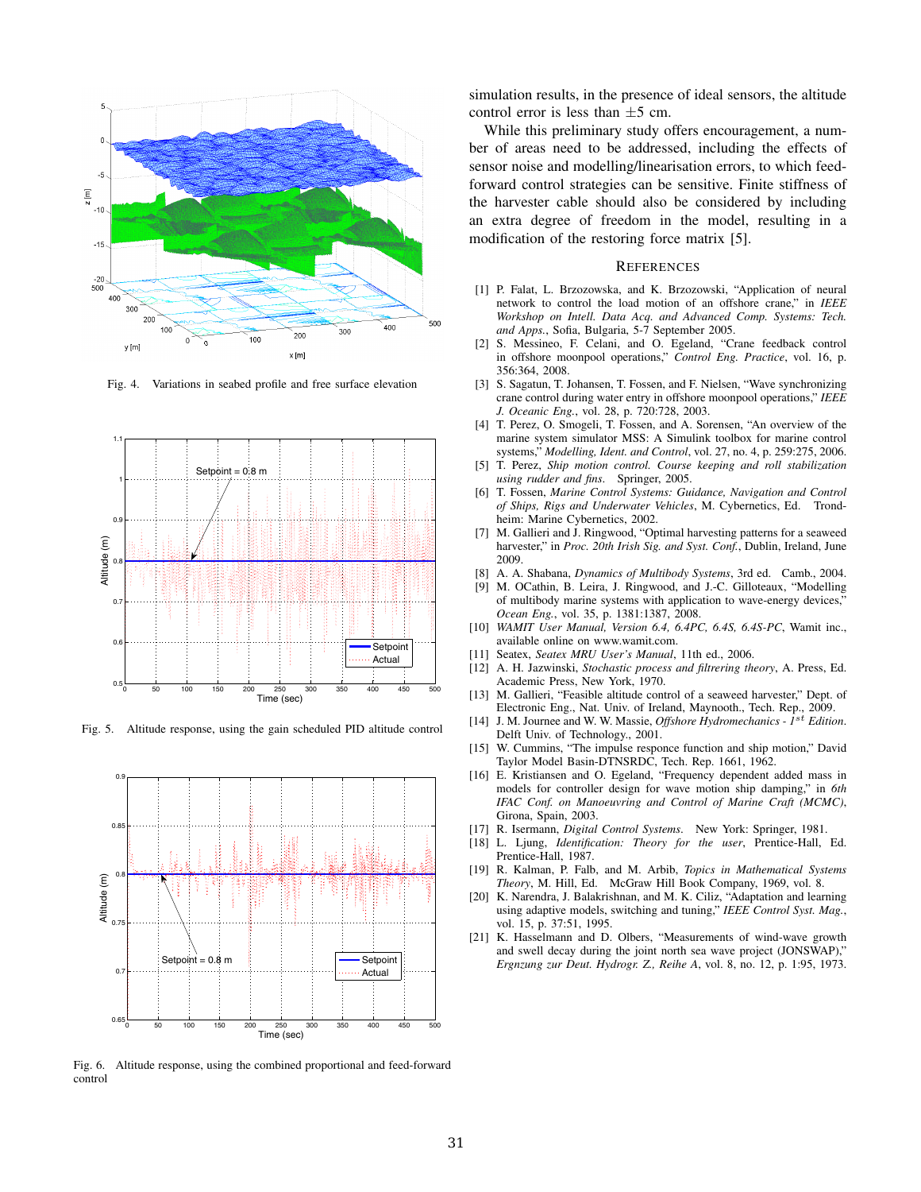z [m]
5
0
-5
-10
-15
-20
500
400
300
200
100
0
y [m]
0
100
200
300
400
500
x [m]

Fig. 4. Variations in seabed profile and free surface elevation

Setpoint = 0.8 m
Setpoint
Actual
Altitude (m)
Time (sec)
1.1
1
0.9
0.8
0.7
0.6
0.5
0
50
100
150
200
250
300
350
400
450
500

Fig. 5. Altitude response, using the gain scheduled PID altitude control

Setpoint = 0.8 m
Setpoint
Actual
Altitude (m)
Time (sec)
0.9
0.85
0.8
0.75
0.7
0.65
0
50
100
150
200
250
300
350
400
450
500

Fig. 6. Altitude response, using the combined proportional and feed-forward control

simulation results, in the presence of ideal sensors, the altitude control error is less than $\pm 5$ cm.

While this preliminary study offers encouragement, a number of areas need to be addressed, including the effects of sensor noise and modelling/linearisation errors, to which feed-forward control strategies can be sensitive. Finite stiffness of the harvester cable should also be considered by including an extra degree of freedom in the model, resulting in a modification of the restoring force matrix [5].

## References

[1] P. Falat, L. Brzozowska, and K. Brzozowski, "Application of neural network to control the load motion of an offshore crane," in *IEEE Workshop on Intell. Data Acq. and Advanced Comp. Systems: Tech. and Apps.*, Sofia, Bulgaria, 5-7 September 2005.

[2] S. Messineo, F. Celani, and O. Egeland, "Crane feedback control in offshore moonpool operations," *Control Eng. Practice*, vol. 16, p. 356:364, 2008.

[3] S. Sagatun, T. Johansen, T. Fossen, and F. Nielsen, "Wave synchronizing crane control during water entry in offshore moonpool operations," *IEEE J. Oceanic Eng.*, vol. 28, p. 720:728, 2003.

[4] T. Perez, O. Smogeli, T. Fossen, and A. Sorensen, "An overview of the marine system simulator MSS: A Simulink toolbox for marine control systems," *Modelling, Ident. and Control*, vol. 27, no. 4, p. 259:275, 2006.

[5] T. Perez, *Ship motion control. Course keeping and roll stabilization using rudder and fins*. Springer, 2005.

[6] T. Fossen, *Marine Control Systems: Guidance, Navigation and Control of Ships, Rigs and Underwater Vehicles*, M. Cybernetics, Ed. Trondheim: Marine Cybernetics, 2002.

[7] M. Gallieri and J. Ringwood, "Optimal harvesting patterns for a seaweed harvester," in *Proc. 20th Irish Sig. and Syst. Conf.*, Dublin, Ireland, June 2009.

[8] A. A. Shabana, *Dynamics of Multibody Systems*, 3rd ed. Camb., 2004.

[9] M. OCathin, B. Leira, J. Ringwood, and J.-C. Gilloteaux, "Modelling of multibody marine systems with application to wave-energy devices," *Ocean Eng.*, vol. 35, p. 1381:1387, 2008.

[10] *WAMIT User Manual, Version 6.4, 6.4PC, 6.4S, 6.4S-PC*, Wamit inc., available online on www.wamit.com.

[11] Seatex, *Seatex MRU User's Manual*, 11th ed., 2006.

[12] A. H. Jazwinski, *Stochastic process and filtrering theory*, A. Press, Ed. Academic Press, New York, 1970.

[13] M. Gallieri, "Feasible altitude control of a seaweed harvester," Dept. of Electronic Eng., Nat. Univ. of Ireland, Maynooth., Tech. Rep., 2009.

[14] J. M. Journee and W. W. Massie, *Offshore Hydromechanics - $1^{st}$ Edition*. Delft Univ. of Technology., 2001.

[15] W. Cummins, "The impulse responce function and ship motion," David Taylor Model Basin-DTNSRDC, Tech. Rep. 1661, 1962.

[16] E. Kristiansen and O. Egeland, "Frequency dependent added mass in models for controller design for wave motion ship damping," in *6th IFAC Conf. on Manoeuvring and Control of Marine Craft (MCMC)*, Girona, Spain, 2003.

[17] R. Isermann, *Digital Control Systems*. New York: Springer, 1981.

[18] L. Ljung, *Identification: Theory for the user*, Prentice-Hall, Ed. Prentice-Hall, 1987.

[19] R. Kalman, P. Falb, and M. Arbib, *Topics in Mathematical Systems Theory*, M. Hill, Ed. McGraw Hill Book Company, 1969, vol. 8.

[20] K. Narendra, J. Balakrishnan, and M. K. Ciliz, "Adaptation and learning using adaptive models, switching and tuning," *IEEE Control Syst. Mag.*, vol. 15, p. 37:51, 1995.

[21] K. Hasselmann and D. Olbers, "Measurements of wind-wave growth and swell decay during the joint north sea wave project (JONSWAP)," *Ergnzung zur Deut. Hydrogr. Z., Reihe A*, vol. 8, no. 12, p. 1:95, 1973.